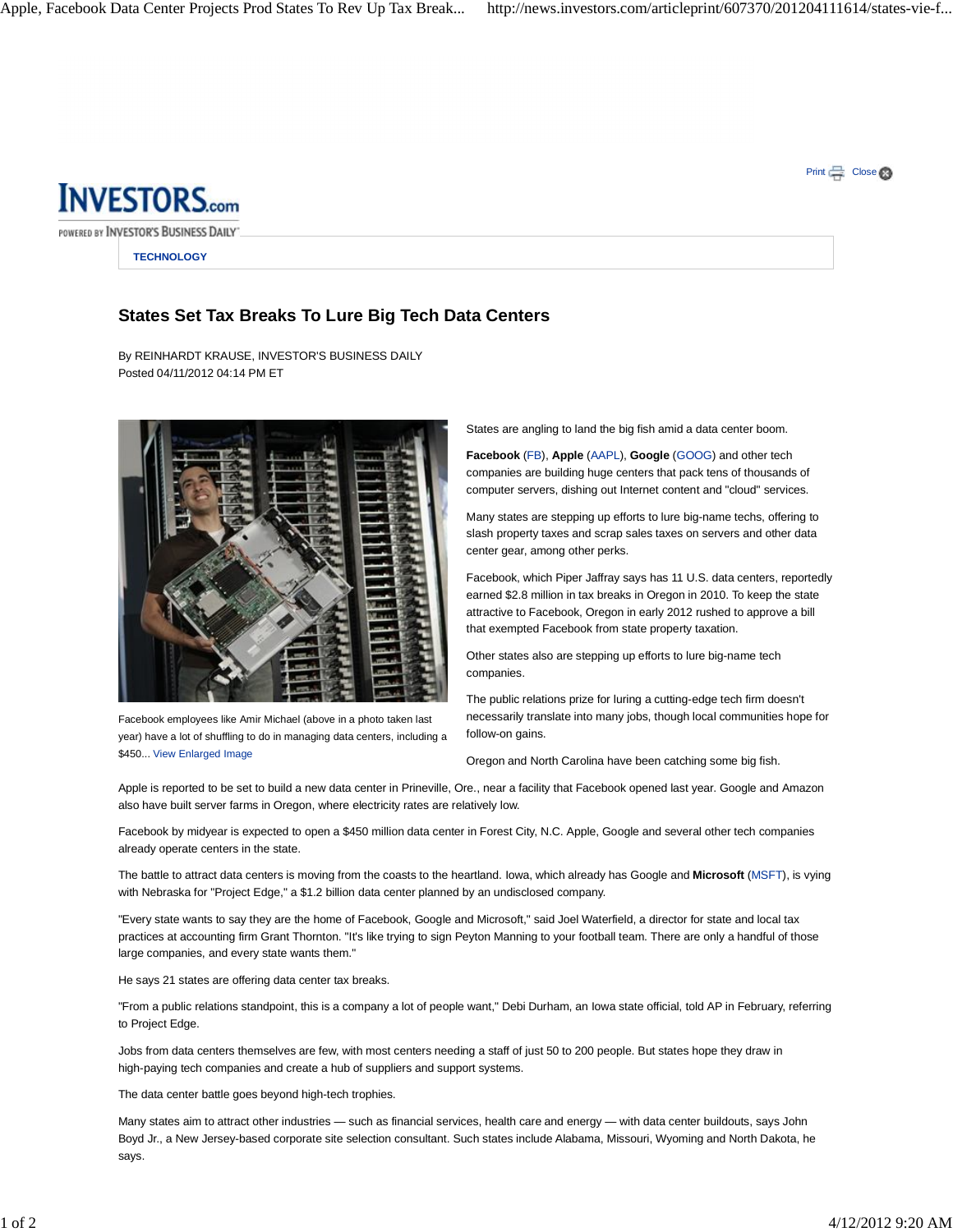TECHNOLOGY

# States Set Tax Breaks To Lure Big Tech Data Centers

By REINHARDT KRAUSE, INVESTOR'S BUSINESS DAILY
Posted 04/11/2012 04:14 PM ET

Facebook employees like Amir Michael (above in a photo taken last year) have a lot of shuffling to do in managing data centers, including a $450... View Enlarged Image

States are angling to land the big fish amid a data center boom.

**Facebook** (FB), **Apple** (AAPL), **Google** (GOOG) and other tech companies are building huge centers that pack tens of thousands of computer servers, dishing out Internet content and "cloud" services.

Many states are stepping up efforts to lure big-name techs, offering to slash property taxes and scrap sales taxes on servers and other data center gear, among other perks.

Facebook, which Piper Jaffray says has 11 U.S. data centers, reportedly earned $2.8 million in tax breaks in Oregon in 2010. To keep the state attractive to Facebook, Oregon in early 2012 rushed to approve a bill that exempted Facebook from state property taxation.

Other states also are stepping up efforts to lure big-name tech companies.

The public relations prize for luring a cutting-edge tech firm doesn't necessarily translate into many jobs, though local communities hope for follow-on gains.

Oregon and North Carolina have been catching some big fish.

Apple is reported to be set to build a new data center in Prineville, Ore., near a facility that Facebook opened last year. Google and Amazon also have built server farms in Oregon, where electricity rates are relatively low.

Facebook by midyear is expected to open a $450 million data center in Forest City, N.C. Apple, Google and several other tech companies already operate centers in the state.

The battle to attract data centers is moving from the coasts to the heartland. Iowa, which already has Google and **Microsoft** (MSFT), is vying with Nebraska for "Project Edge," a $1.2 billion data center planned by an undisclosed company.

"Every state wants to say they are the home of Facebook, Google and Microsoft," said Joel Waterfield, a director for state and local tax practices at accounting firm Grant Thornton. "It's like trying to sign Peyton Manning to your football team. There are only a handful of those large companies, and every state wants them."

He says 21 states are offering data center tax breaks.

"From a public relations standpoint, this is a company a lot of people want," Debi Durham, an Iowa state official, told AP in February, referring to Project Edge.

Jobs from data centers themselves are few, with most centers needing a staff of just 50 to 200 people. But states hope they draw in high-paying tech companies and create a hub of suppliers and support systems.

The data center battle goes beyond high-tech trophies.

Many states aim to attract other industries — such as financial services, health care and energy — with data center buildouts, says John Boyd Jr., a New Jersey-based corporate site selection consultant. Such states include Alabama, Missouri, Wyoming and North Dakota, he says.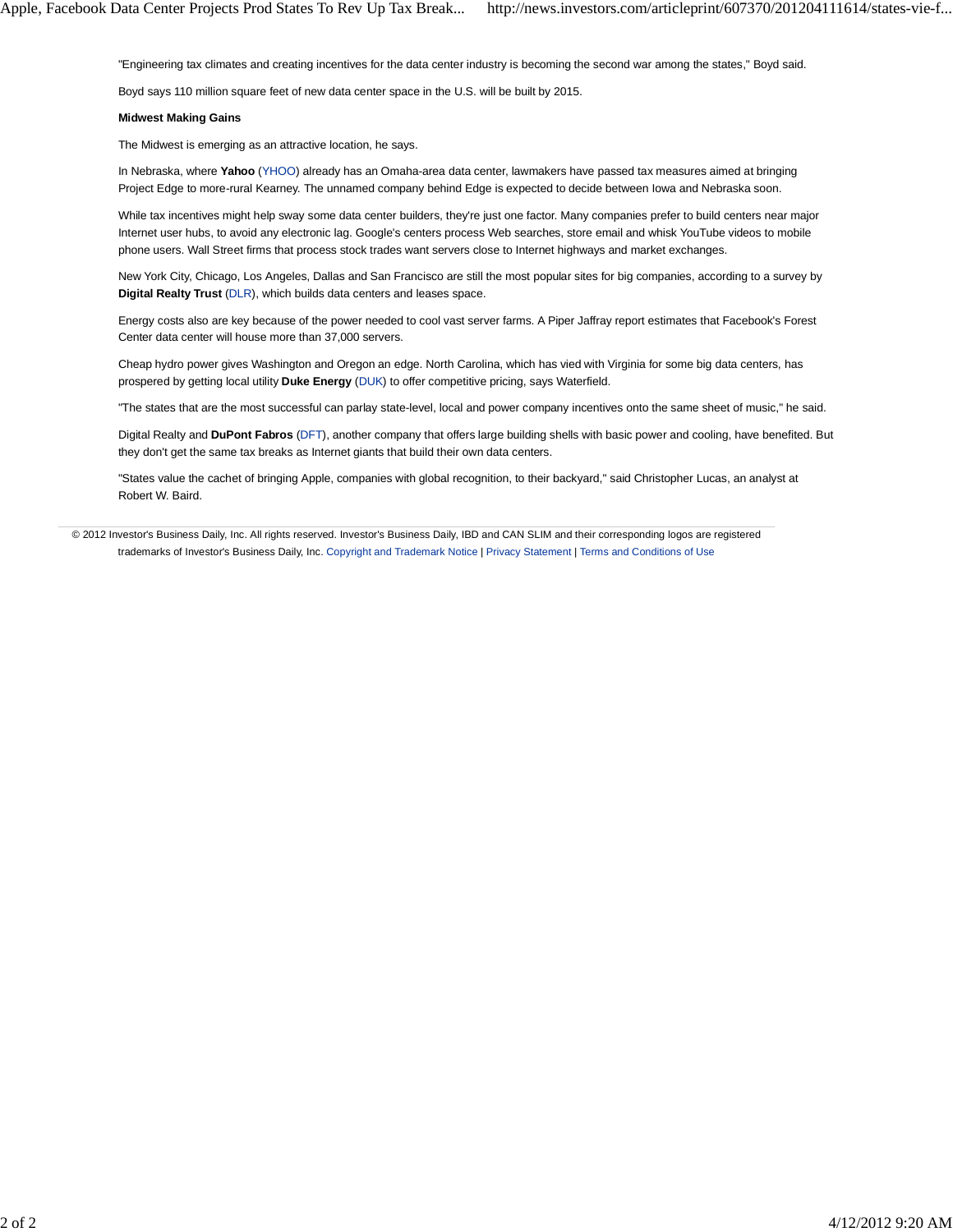"Engineering tax climates and creating incentives for the data center industry is becoming the second war among the states," Boyd said.

Boyd says 110 million square feet of new data center space in the U.S. will be built by 2015.

**Midwest Making Gains**

The Midwest is emerging as an attractive location, he says.

In Nebraska, where **Yahoo** (YHOO) already has an Omaha-area data center, lawmakers have passed tax measures aimed at bringing Project Edge to more-rural Kearney. The unnamed company behind Edge is expected to decide between Iowa and Nebraska soon.

While tax incentives might help sway some data center builders, they're just one factor. Many companies prefer to build centers near major Internet user hubs, to avoid any electronic lag. Google's centers process Web searches, store email and whisk YouTube videos to mobile phone users. Wall Street firms that process stock trades want servers close to Internet highways and market exchanges.

New York City, Chicago, Los Angeles, Dallas and San Francisco are still the most popular sites for big companies, according to a survey by **Digital Realty Trust** (DLR), which builds data centers and leases space.

Energy costs also are key because of the power needed to cool vast server farms. A Piper Jaffray report estimates that Facebook's Forest Center data center will house more than 37,000 servers.

Cheap hydro power gives Washington and Oregon an edge. North Carolina, which has vied with Virginia for some big data centers, has prospered by getting local utility **Duke Energy** (DUK) to offer competitive pricing, says Waterfield.

"The states that are the most successful can parlay state-level, local and power company incentives onto the same sheet of music," he said.

Digital Realty and **DuPont Fabros** (DFT), another company that offers large building shells with basic power and cooling, have benefited. But they don't get the same tax breaks as Internet giants that build their own data centers.

"States value the cachet of bringing Apple, companies with global recognition, to their backyard," said Christopher Lucas, an analyst at Robert W. Baird.

© 2012 Investor's Business Daily, Inc. All rights reserved. Investor's Business Daily, IBD and CAN SLIM and their corresponding logos are registered trademarks of Investor's Business Daily, Inc. Copyright and Trademark Notice | Privacy Statement | Terms and Conditions of Use